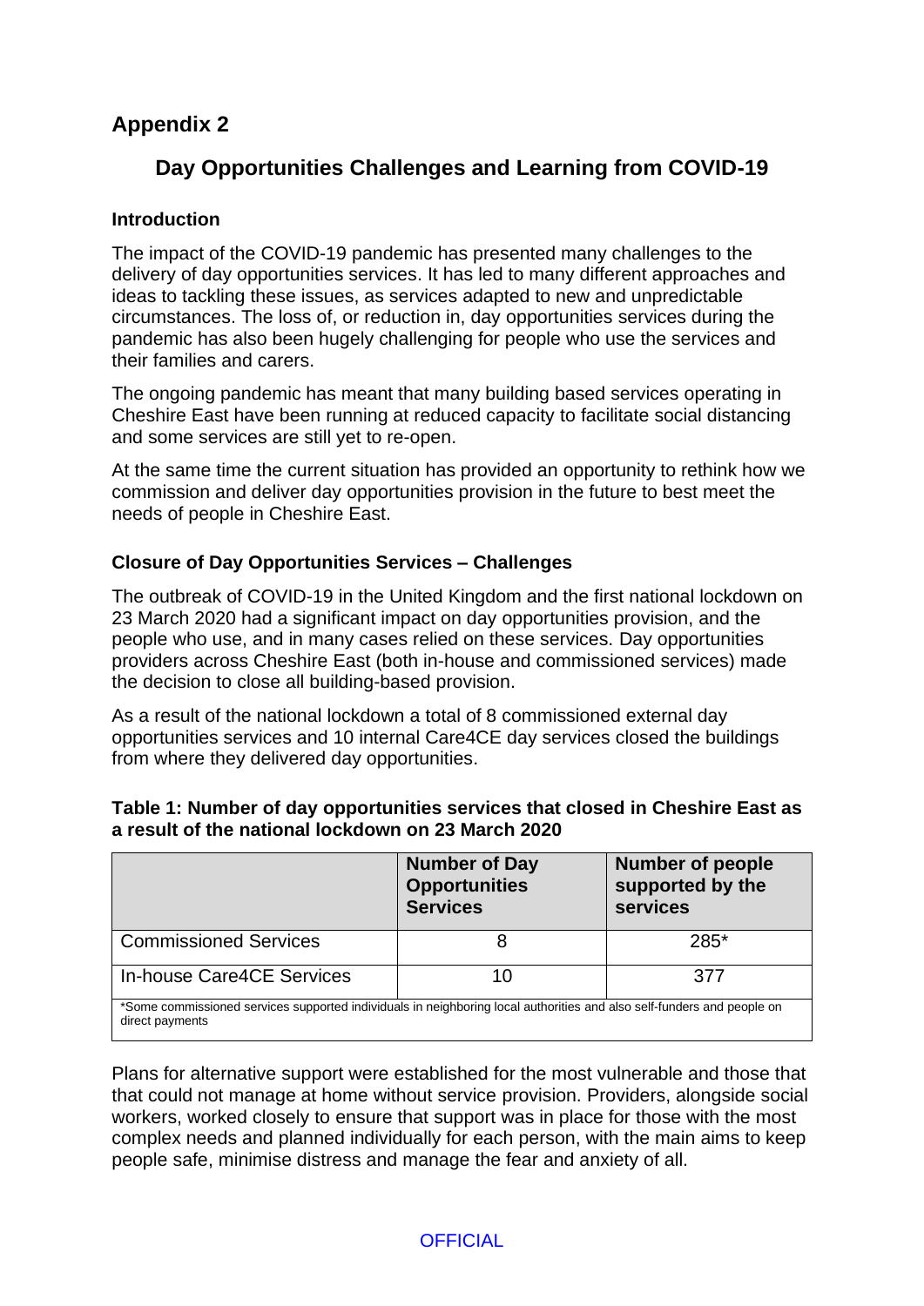## Appendix 2

# Day Opportunities Challenges and Learning from COVID-19

### Introduction

The impact of the COVID-19 pandemic has presented many challenges to the delivery of day opportunities services. It has led to many different approaches and ideas to tackling these issues, as services adapted to new and unpredictable circumstances. The loss of, or reduction in, day opportunities services during the pandemic has also been hugely challenging for people who use the services and their families and carers.

The ongoing pandemic has meant that many building based services operating in Cheshire East have been running at reduced capacity to facilitate social distancing and some services are still yet to re-open.

At the same time the current situation has provided an opportunity to rethink how we commission and deliver day opportunities provision in the future to best meet the needs of people in Cheshire East.

### Closure of Day Opportunities Services – Challenges

The outbreak of COVID-19 in the United Kingdom and the first national lockdown on 23 March 2020 had a significant impact on day opportunities provision, and the people who use, and in many cases relied on these services. Day opportunities providers across Cheshire East (both in-house and commissioned services) made the decision to close all building-based provision.

As a result of the national lockdown a total of 8 commissioned external day opportunities services and 10 internal Care4CE day services closed the buildings from where they delivered day opportunities.

**Table 1: Number of day opportunities services that closed in Cheshire East as a result of the national lockdown on 23 March 2020**

| | Number of Day Opportunities Services | Number of people supported by the services |
|---|---|---|
| Commissioned Services | 8 | 285* |
| In-house Care4CE Services | 10 | 377 |

*Some commissioned services supported individuals in neighboring local authorities and also self-funders and people on direct payments

Plans for alternative support were established for the most vulnerable and those that that could not manage at home without service provision. Providers, alongside social workers, worked closely to ensure that support was in place for those with the most complex needs and planned individually for each person, with the main aims to keep people safe, minimise distress and manage the fear and anxiety of all.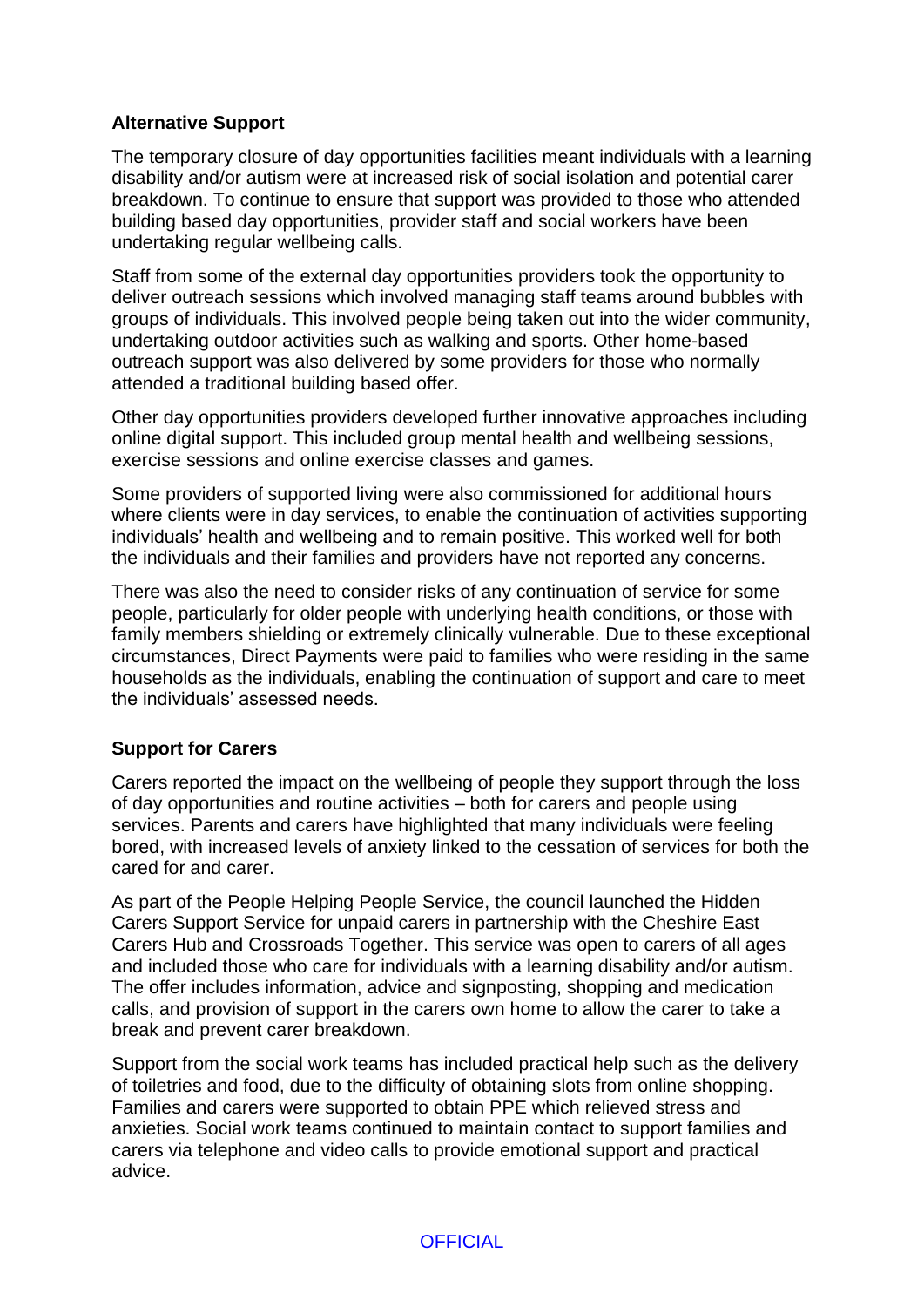**Alternative Support**

The temporary closure of day opportunities facilities meant individuals with a learning disability and/or autism were at increased risk of social isolation and potential carer breakdown. To continue to ensure that support was provided to those who attended building based day opportunities, provider staff and social workers have been undertaking regular wellbeing calls.

Staff from some of the external day opportunities providers took the opportunity to deliver outreach sessions which involved managing staff teams around bubbles with groups of individuals. This involved people being taken out into the wider community, undertaking outdoor activities such as walking and sports. Other home-based outreach support was also delivered by some providers for those who normally attended a traditional building based offer.

Other day opportunities providers developed further innovative approaches including online digital support. This included group mental health and wellbeing sessions, exercise sessions and online exercise classes and games.

Some providers of supported living were also commissioned for additional hours where clients were in day services, to enable the continuation of activities supporting individuals' health and wellbeing and to remain positive. This worked well for both the individuals and their families and providers have not reported any concerns.

There was also the need to consider risks of any continuation of service for some people, particularly for older people with underlying health conditions, or those with family members shielding or extremely clinically vulnerable. Due to these exceptional circumstances, Direct Payments were paid to families who were residing in the same households as the individuals, enabling the continuation of support and care to meet the individuals' assessed needs.

**Support for Carers**

Carers reported the impact on the wellbeing of people they support through the loss of day opportunities and routine activities – both for carers and people using services. Parents and carers have highlighted that many individuals were feeling bored, with increased levels of anxiety linked to the cessation of services for both the cared for and carer.

As part of the People Helping People Service, the council launched the Hidden Carers Support Service for unpaid carers in partnership with the Cheshire East Carers Hub and Crossroads Together. This service was open to carers of all ages and included those who care for individuals with a learning disability and/or autism. The offer includes information, advice and signposting, shopping and medication calls, and provision of support in the carers own home to allow the carer to take a break and prevent carer breakdown.

Support from the social work teams has included practical help such as the delivery of toiletries and food, due to the difficulty of obtaining slots from online shopping. Families and carers were supported to obtain PPE which relieved stress and anxieties. Social work teams continued to maintain contact to support families and carers via telephone and video calls to provide emotional support and practical advice.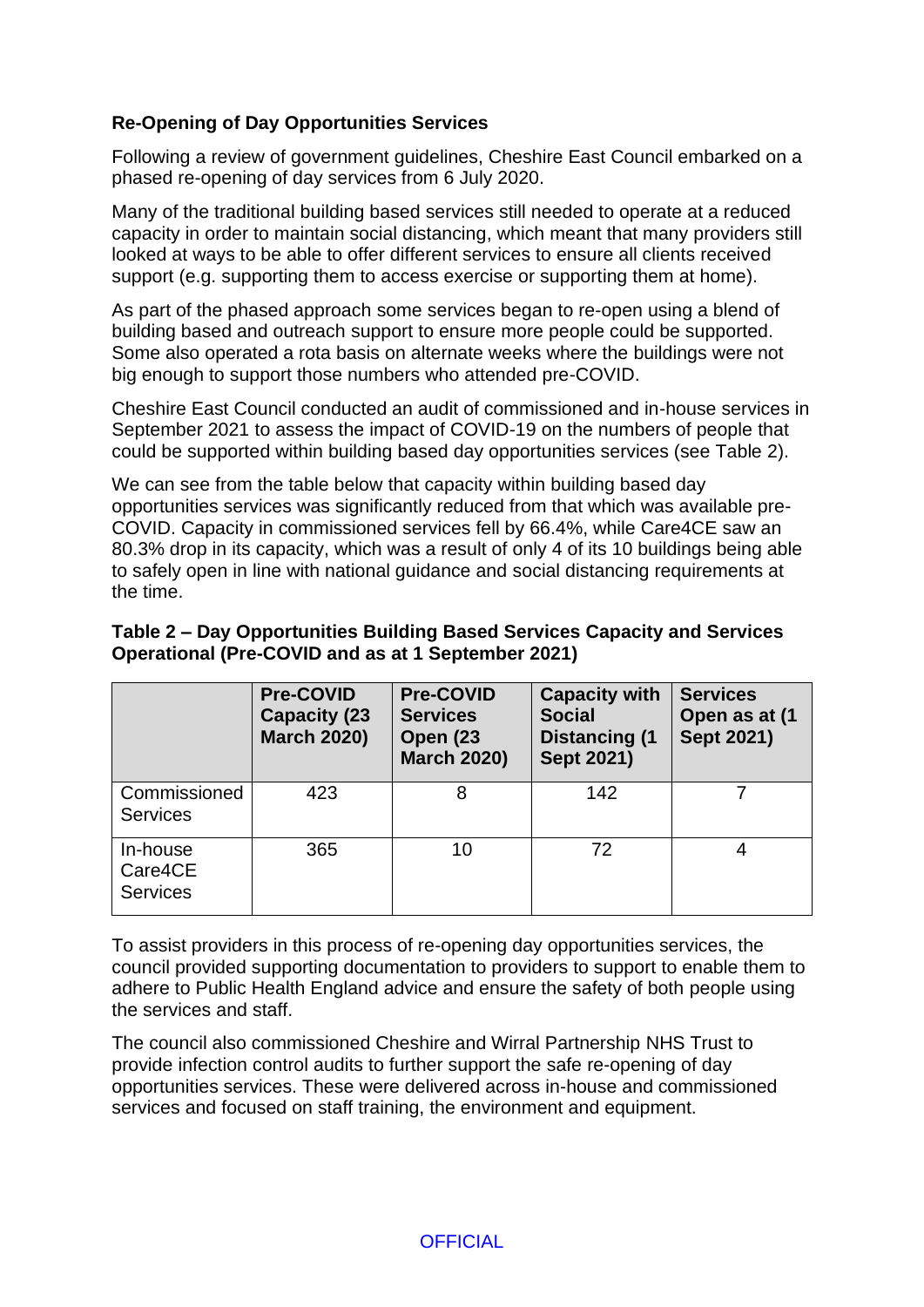**Re-Opening of Day Opportunities Services**

Following a review of government guidelines, Cheshire East Council embarked on a phased re-opening of day services from 6 July 2020.

Many of the traditional building based services still needed to operate at a reduced capacity in order to maintain social distancing, which meant that many providers still looked at ways to be able to offer different services to ensure all clients received support (e.g. supporting them to access exercise or supporting them at home).

As part of the phased approach some services began to re-open using a blend of building based and outreach support to ensure more people could be supported. Some also operated a rota basis on alternate weeks where the buildings were not big enough to support those numbers who attended pre-COVID.

Cheshire East Council conducted an audit of commissioned and in-house services in September 2021 to assess the impact of COVID-19 on the numbers of people that could be supported within building based day opportunities services (see Table 2).

We can see from the table below that capacity within building based day opportunities services was significantly reduced from that which was available pre-COVID. Capacity in commissioned services fell by 66.4%, while Care4CE saw an 80.3% drop in its capacity, which was a result of only 4 of its 10 buildings being able to safely open in line with national guidance and social distancing requirements at the time.

**Table 2 – Day Opportunities Building Based Services Capacity and Services Operational (Pre-COVID and as at 1 September 2021)**

| | Pre-COVID Capacity (23 March 2020) | Pre-COVID Services Open (23 March 2020) | Capacity with Social Distancing (1 Sept 2021) | Services Open as at (1 Sept 2021) |
|---|---|---|---|---|
| Commissioned Services | 423 | 8 | 142 | 7 |
| In-house Care4CE Services | 365 | 10 | 72 | 4 |

To assist providers in this process of re-opening day opportunities services, the council provided supporting documentation to providers to support to enable them to adhere to Public Health England advice and ensure the safety of both people using the services and staff.

The council also commissioned Cheshire and Wirral Partnership NHS Trust to provide infection control audits to further support the safe re-opening of day opportunities services. These were delivered across in-house and commissioned services and focused on staff training, the environment and equipment.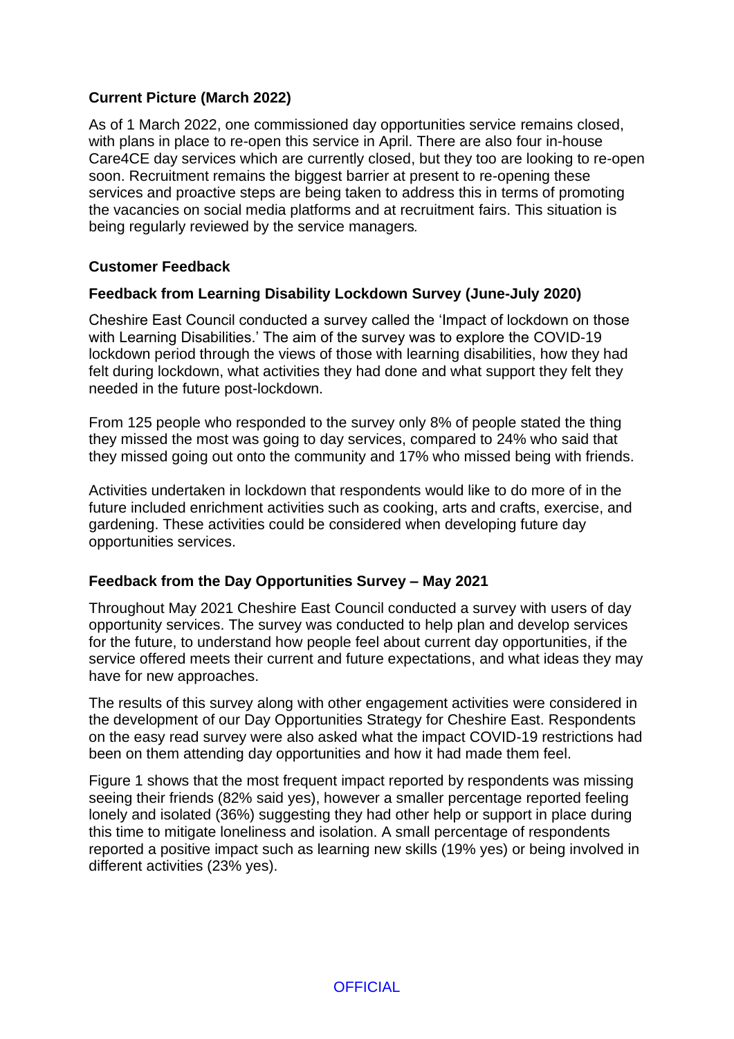**Current Picture (March 2022)**

As of 1 March 2022, one commissioned day opportunities service remains closed, with plans in place to re-open this service in April. There are also four in-house Care4CE day services which are currently closed, but they too are looking to re-open soon. Recruitment remains the biggest barrier at present to re-opening these services and proactive steps are being taken to address this in terms of promoting the vacancies on social media platforms and at recruitment fairs. This situation is being regularly reviewed by the service managers.

**Customer Feedback**

**Feedback from Learning Disability Lockdown Survey (June-July 2020)**

Cheshire East Council conducted a survey called the 'Impact of lockdown on those with Learning Disabilities.' The aim of the survey was to explore the COVID-19 lockdown period through the views of those with learning disabilities, how they had felt during lockdown, what activities they had done and what support they felt they needed in the future post-lockdown.

From 125 people who responded to the survey only 8% of people stated the thing they missed the most was going to day services, compared to 24% who said that they missed going out onto the community and 17% who missed being with friends.

Activities undertaken in lockdown that respondents would like to do more of in the future included enrichment activities such as cooking, arts and crafts, exercise, and gardening. These activities could be considered when developing future day opportunities services.

**Feedback from the Day Opportunities Survey – May 2021**

Throughout May 2021 Cheshire East Council conducted a survey with users of day opportunity services. The survey was conducted to help plan and develop services for the future, to understand how people feel about current day opportunities, if the service offered meets their current and future expectations, and what ideas they may have for new approaches.

The results of this survey along with other engagement activities were considered in the development of our Day Opportunities Strategy for Cheshire East. Respondents on the easy read survey were also asked what the impact COVID-19 restrictions had been on them attending day opportunities and how it had made them feel.

Figure 1 shows that the most frequent impact reported by respondents was missing seeing their friends (82% said yes), however a smaller percentage reported feeling lonely and isolated (36%) suggesting they had other help or support in place during this time to mitigate loneliness and isolation. A small percentage of respondents reported a positive impact such as learning new skills (19% yes) or being involved in different activities (23% yes).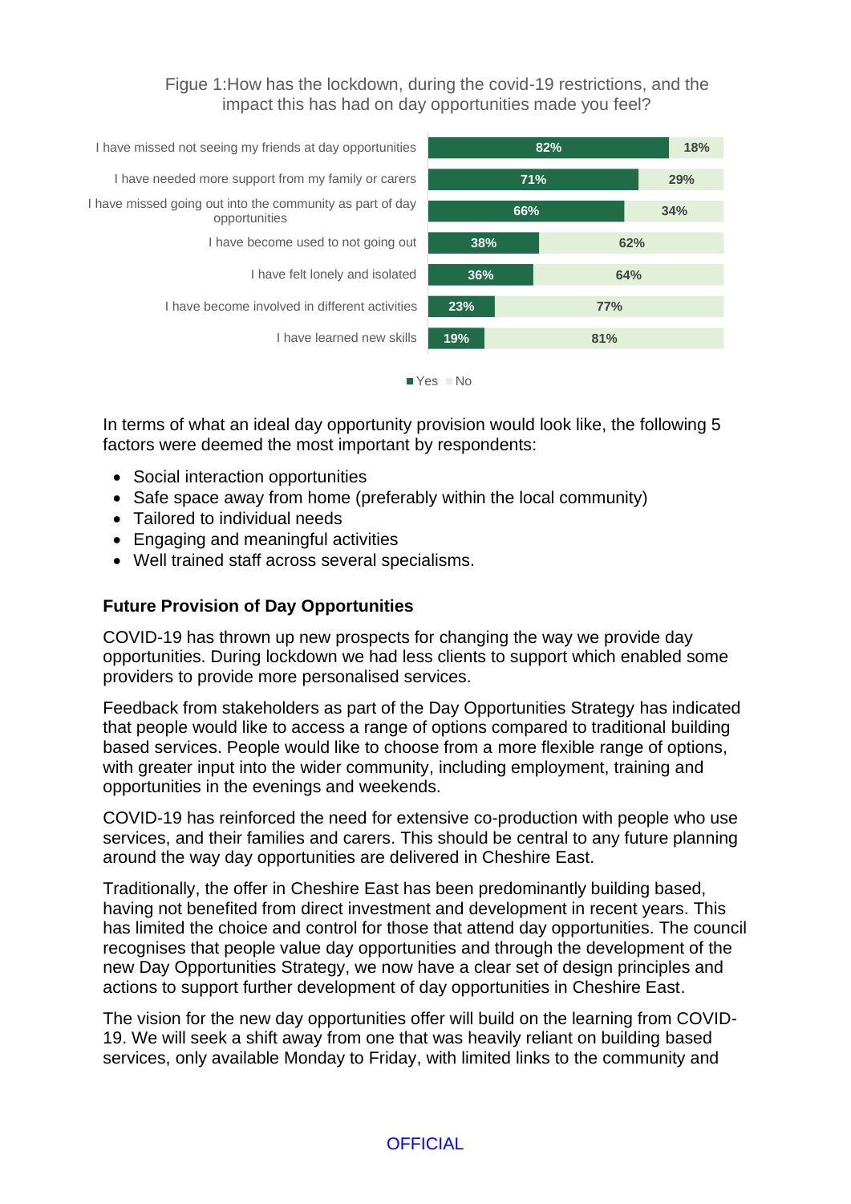Figue 1:How has the lockdown, during the covid-19 restrictions, and the impact this has had on day opportunities made you feel?

| | Yes | No |
|---|---|---|
| I have missed not seeing my friends at day opportunities | 82% | 18% |
| I have needed more support from my family or carers | 71% | 29% |
| I have missed going out into the community as part of day opportunities | 66% | 34% |
| I have become used to not going out | 38% | 62% |
| I have felt lonely and isolated | 36% | 64% |
| I have become involved in different activities | 23% | 77% |
| I have learned new skills | 19% | 81% |

In terms of what an ideal day opportunity provision would look like, the following 5 factors were deemed the most important by respondents:

- Social interaction opportunities
- Safe space away from home (preferably within the local community)
- Tailored to individual needs
- Engaging and meaningful activities
- Well trained staff across several specialisms.

**Future Provision of Day Opportunities**

COVID-19 has thrown up new prospects for changing the way we provide day opportunities. During lockdown we had less clients to support which enabled some providers to provide more personalised services.

Feedback from stakeholders as part of the Day Opportunities Strategy has indicated that people would like to access a range of options compared to traditional building based services. People would like to choose from a more flexible range of options, with greater input into the wider community, including employment, training and opportunities in the evenings and weekends.

COVID-19 has reinforced the need for extensive co-production with people who use services, and their families and carers. This should be central to any future planning around the way day opportunities are delivered in Cheshire East.

Traditionally, the offer in Cheshire East has been predominantly building based, having not benefited from direct investment and development in recent years. This has limited the choice and control for those that attend day opportunities. The council recognises that people value day opportunities and through the development of the new Day Opportunities Strategy, we now have a clear set of design principles and actions to support further development of day opportunities in Cheshire East.

The vision for the new day opportunities offer will build on the learning from COVID-19. We will seek a shift away from one that was heavily reliant on building based services, only available Monday to Friday, with limited links to the community and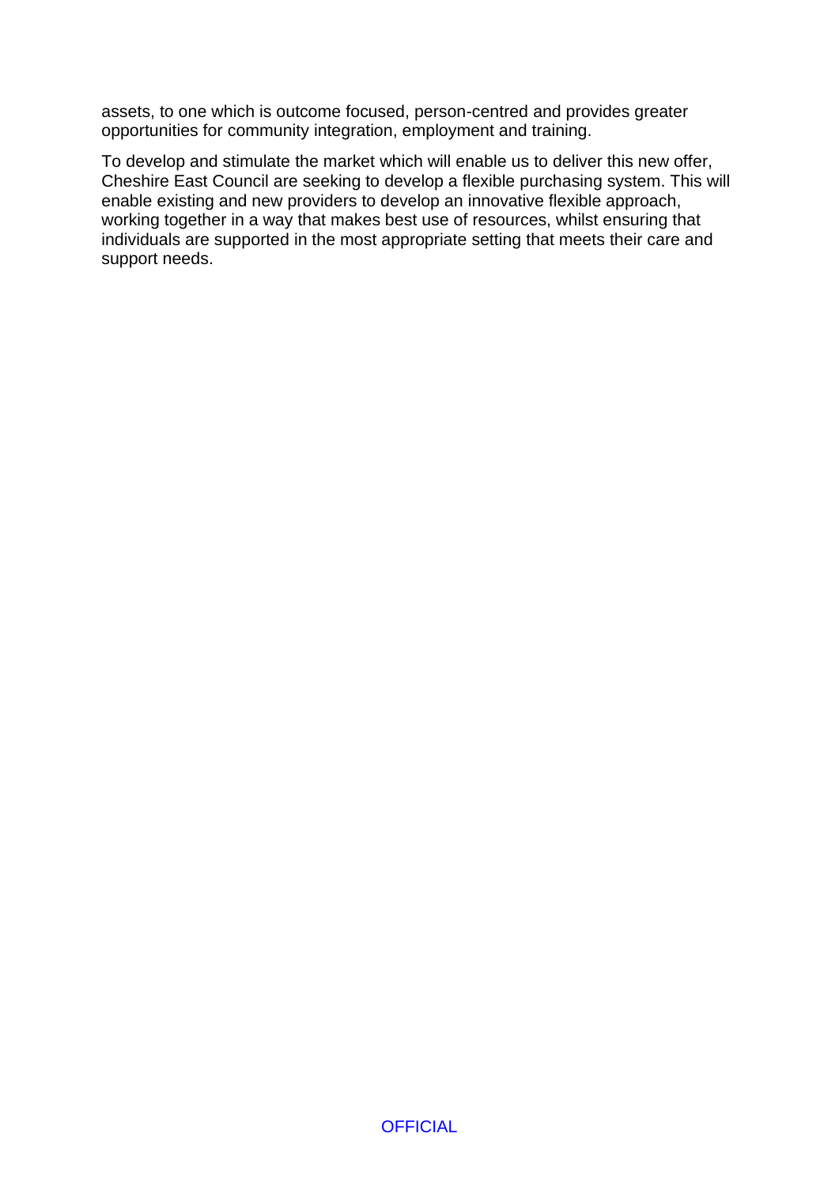assets, to one which is outcome focused, person-centred and provides greater opportunities for community integration, employment and training.

To develop and stimulate the market which will enable us to deliver this new offer, Cheshire East Council are seeking to develop a flexible purchasing system. This will enable existing and new providers to develop an innovative flexible approach, working together in a way that makes best use of resources, whilst ensuring that individuals are supported in the most appropriate setting that meets their care and support needs.